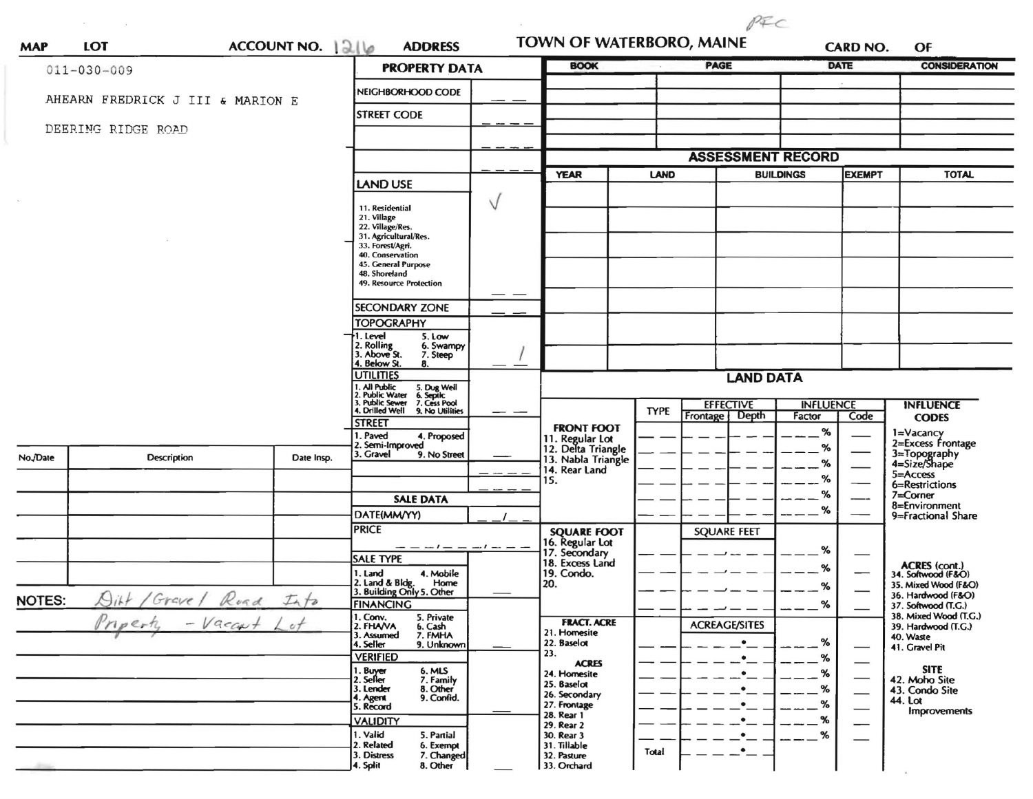PFC

**MAP** **LOT** **ACCOUNT NO.** 1216 **ADDRESS** **TOWN OF WATERBORO, MAINE** **CARD NO.** **OF**

011-030-009

AHEARN FREDRICK J III & MARION E

DEERING RIDGE ROAD

## PROPERTY DATA

| | |
|---|---|
| NEIGHBORHOOD CODE | __ __ |
| STREET CODE | __ __ __ |
| | __ __ __ |
| | __ __ __ |
| LAND USE | √ |
| 11. Residential<br>21. Village<br>22. Village/Res.<br>31. Agricultural/Res.<br>33. Forest/Agri.<br>40. Conservation<br>45. General Purpose<br>48. Shoreland<br>49. Resource Protection | __ __ |
| SECONDARY ZONE | __ __ |
| TOPOGRAPHY<br>1. Level 5. Low<br>2. Rolling 6. Swampy<br>3. Above St. 7. Steep<br>4. Below St. 8. | __ 1 |
| UTILITIES<br>1. All Public 5. Dug Well<br>2. Public Water 6. Septic<br>3. Public Sewer 7. Cess Pool<br>4. Drilled Well 9. No Utilities | __ __ |
| STREET<br>1. Paved 4. Proposed<br>2. Semi-Improved<br>3. Gravel 9. No Street | __ |
| | __ __ __ |
| | __ __ __ |

## SALE DATA

| | |
|---|---|
| DATE(MM/YY) | __ / __ |
| PRICE | __ __ __ / __ __ __ / __ __ __ |
| SALE TYPE<br>1. Land 4. Mobile Home<br>2. Land & Bldg. 5. Other<br>3. Building Only | __ |
| FINANCING<br>1. Conv. 5. Private<br>2. FHA/VA 6. Cash<br>3. Assumed 7. FMHA<br>4. Seller 9. Unknown | __ |
| VERIFIED<br>1. Buyer 6. MLS<br>2. Seller 7. Family<br>3. Lender 8. Other<br>4. Agent 9. Confid.<br>5. Record | __ |
| VALIDITY<br>1. Valid 5. Partial<br>2. Related 6. Exempt<br>3. Distress 7. Changed<br>4. Split 8. Other | __ |

| BOOK | PAGE | DATE | CONSIDERATION |
|---|---|---|---|
| | | | |
| | | | |
| | | | |
| | | | |
| | | | |

## ASSESSMENT RECORD

| YEAR | LAND | BUILDINGS | EXEMPT | TOTAL |
|---|---|---|---|---|
| | | | | |
| | | | | |
| | | | | |
| | | | | |
| | | | | |
| | | | | |
| | | | | |

## LAND DATA

| | TYPE | EFFECTIVE Frontage | EFFECTIVE Depth | INFLUENCE Factor | INFLUENCE Code |
|---|---|---|---|---|---|
| **FRONT FOOT** | | | | | |
| 11. Regular Lot | | | | % | |
| 12. Delta Triangle | | | | % | |
| 13. Nabla Triangle | | | | % | |
| 14. Rear Land | | | | % | |
| 15. | | | | % | |
| | | | | % | |
| **SQUARE FOOT** | | SQUARE FEET | | | |
| 16. Regular Lot | | | | % | |
| 17. Secondary | | | | % | |
| 18. Excess Land | | | | % | |
| 19. Condo. | | | | % | |
| 20. | | | | | |
| **FRACT. ACRE** | | ACREAGE/SITES | | | |
| 21. Homesite | | . | | % | |
| 22. Baselot | | . | | % | |
| 23. | | . | | % | |
| **ACRES** | | | | | |
| 24. Homesite | | . | | % | |
| 25. Baselot | | . | | % | |
| 26. Secondary | | . | | % | |
| 27. Frontage | | . | | % | |
| 28. Rear 1 | | . | | % | |
| 29. Rear 2 | | . | | | |
| 30. Rear 3 | | . | | | |
| 31. Tillable | | . | | | |
| 32. Pasture | Total | . | | | |
| 33. Orchard | | | | | |

**INFLUENCE CODES**
1=Vacancy
2=Excess Frontage
3=Topography
4=Size/Shape
5=Access
6=Restrictions
7=Corner
8=Environment
9=Fractional Share

**ACRES (cont.)**
34. Softwood (F&O)
35. Mixed Wood (F&O)
36. Hardwood (F&O)
37. Softwood (T.G.)
38. Mixed Wood (T.G.)
39. Hardwood (T.G.)
40. Waste
41. Gravel Pit

**SITE**
42. Moho Site
43. Condo Site
44. Lot Improvements

| No./Date | Description | Date Insp. |
|---|---|---|
| | | |
| | | |
| | | |
| | | |
| | | |
| | | |

**NOTES:** Dirt / Gravel / Road Into Property - Vacant Lot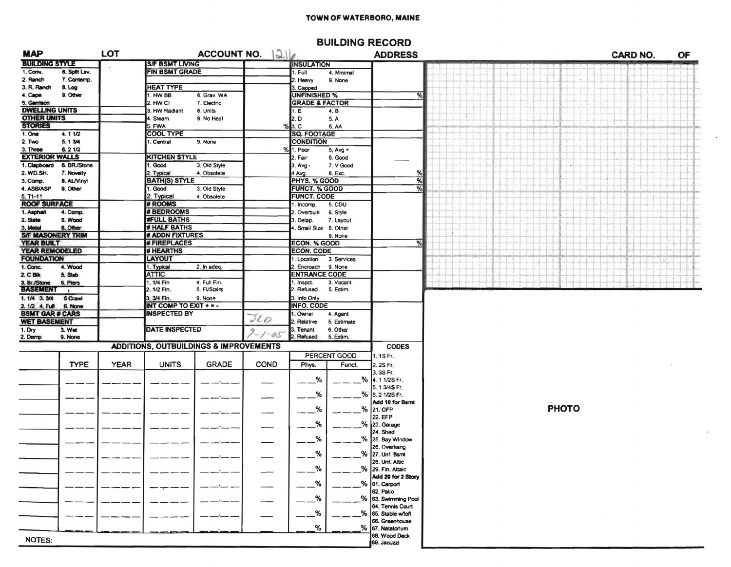# TOWN OF WATERBORO, MAINE

## BUILDING RECORD

**MAP** | **LOT** | **ACCOUNT NO.** 1216 | **ADDRESS** | **CARD NO.** | **OF**

| | | | | | |
|---|---|---|---|---|---|
| **BUILDING STYLE** 1. Conv. 6. Split Lev. 2. Ranch 7. Contemp. 3. R. Ranch 8. Log 4. Cape 9. Other 5. Garrison | | **S/F BSMT LIVING** | | **INSULATION** 1. Full 4. Minimal 2. Heavy 9. None 3. Capped | |
| | | **FIN BSMT GRADE** | | | |
| **DWELLING UNITS** | | **HEAT TYPE** 1. HW BB 6. Grav. WA 2. HW CI 7. Electric 3. HW Radiant 8. Units 4. Steam 9. No Heat 5. FWA | % | **UNFINISHED %** | % |
| **OTHER UNITS** | | | | **GRADE & FACTOR** 1. E 4. B 2. D 5. A 3. C 6. AA | |
| **STORIES** 1. One 4. 1 1/2 2. Two 5. 1 3/4 3. Three 6. 2 1/2 | | **COOL TYPE** 1. Central 9. None | % | **SQ. FOOTAGE** | |
| | | | | **CONDITION** 1. Poor 5. Avg + 2. Fair 6. Good 3. Avg - 7. V Good 4 Avg. 8. Exc. | |
| **EXTERIOR WALLS** 1. Clapboard 6. BR/Stone 2. WD.SH. 7. Novelty 3. Comp. 8. AL/Vinyl 4. ASB/ASP 9. Other 5. T1-11 | | **KITCHEN STYLE** 1. Good 3. Old Style 2. Typical 4. Obsolete | | | |
| | | **BATH(S) STYLE** 1. Good 3. Old Style 2. Typical 4. Obsolete | | **PHYS. % GOOD** | % |
| | | | | **FUNCT. % GOOD** | % |
| **ROOF SURFACE** 1. Asphalt 4. Comp. 2. Slate 5. Wood 3. Metal 6. Other | | **# ROOMS** | | **FUNCT. CODE** 1. Incomp. 5. CDU 2. Overbuilt 6. Style 3. Delap. 7. Layout 4. Small Size 8. Other 9. None | |
| | | **# BEDROOMS** | | | |
| | | **#FULL BATHS** | | | |
| | | **# HALF BATHS** | | | |
| **S/F MASONERY TRIM** | | **# ADDN FIXTURES** | | | |
| **YEAR BUILT** | | **# FIREPLACES** | | **ECON. % GOOD** | % |
| **YEAR REMODELED** | | **# HEARTHS** | | **ECON. CODE** 1. Location 3. Services 2. Encroach 9. None | |
| **FOUNDATION** 1. Conc. 4. Wood 2. C Blk 5. Slab 3. Br./Stone 6. Piers | | **LAYOUT** 1. Typical 2. In adeq. | | | |
| | | **ATTIC** 1. 1/4 Fin 4. Full Fin. 2. 1/2 Fin. 5. Fl/Stairs 3. 3/4 Fin. 9. None | | **ENTRANCE CODE** 1. Inspct. 3. Vacant 2. Refused 5. Estim. 3. Info Only | |
| **BASEMENT** 1. 1/4 3. 3/4 5 Crawl 2. 1/2 4. Full 6. None | | | | | |
| | | **INT COMP TO EXIT + = -** | | **INFO. CODE** 1. Owner 4. Agent 2. Relative 5. Estimate 3. Tenant 6. Other 2. Refused 5. Estim. | |
| **BSMT GAR # CARS** | | **INSPECTED BY** | JLD | | |
| **WET BASEMENT** 1. Dry 3. Wet 2. Damp 9. None | | **DATE INSPECTED** | 9-1-05 | | |

### ADDITIONS, OUTBUILDINGS & IMPROVEMENTS

| | TYPE | YEAR | UNITS | GRADE | COND | PERCENT GOOD Phys. | Funct. |
|---|---|---|---|---|---|---|---|
| | | | | | | % | % |
| | | | | | | % | % |
| | | | | | | % | % |
| | | | | | | % | % |
| | | | | | | % | % |
| | | | | | | % | % |
| | | | | | | % | % |
| | | | | | | % | % |
| | | | | | | % | % |
| | | | | | | % | % |
| | | | | | | % | % |

**CODES**
1. 1S Fr.
2. 2S Fr.
3. 3S Fr.
4. 1 1/2S Fr.
5. 1 3/4S Fr.
6. 2 1/2S Fr.

**Add 10 for Bsmt**
21. OFP
22. EFP
23. Garage
24. Shed
25. Bay Window
26. Overhang
27. Unf. Bsmt
28. Unf. Attic
29. Fin. Attaic

**Add 20 for 2 Story**
61. Carport
62. Patio
63. Swimming Pool
64. Tennis Court
65. Stable w/loft
66. Greenhouse
67. Natatorium
68. Wood Deck
69. Jacuzzi

NOTES:

PHOTO